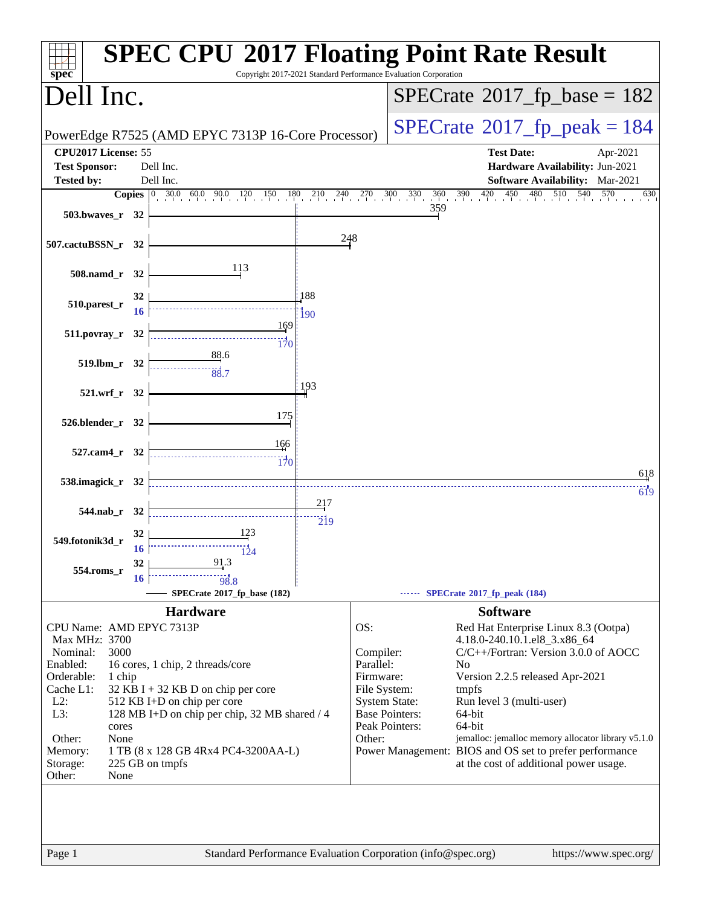# SPEC CPU 2017 Floating Point Rate Result

Copyright 2017-2021 Standard Performance Evaluation Corporation

## Dell Inc.

PowerEdge R7525 (AMD EPYC 7313P 16-Core Processor)

SPECrate 2017_fp_base = 182

SPECrate 2017_fp_peak = 184

| | | | |
|---|---|---|---|
| **CPU2017 License:** 55 | | **Test Date:** | Apr-2021 |
| **Test Sponsor:** | Dell Inc. | **Hardware Availability:** | Jun-2021 |
| **Tested by:** | Dell Inc. | **Software Availability:** | Mar-2021 |

| Benchmark | Copies | Base | Peak Copies | Peak |
|---|---|---|---|---|
| 503.bwaves_r | 32 | 359 | | |
| 507.cactuBSSN_r | 32 | 248 | | |
| 508.namd_r | 32 | 113 | | |
| 510.parest_r | 32 | 188 | 16 | 190 |
| 511.povray_r | 32 | 169 | 32 | 170 |
| 519.lbm_r | 32 | 88.6 | 32 | 88.7 |
| 521.wrf_r | 32 | 193 | | |
| 526.blender_r | 32 | 175 | | |
| 527.cam4_r | 32 | 166 | 32 | 170 |
| 538.imagick_r | 32 | 618 | 32 | 619 |
| 544.nab_r | 32 | 217 | 32 | 219 |
| 549.fotonik3d_r | 32 | 123 | 16 | 124 |
| 554.roms_r | 32 | 91.3 | 16 | 98.8 |

SPECrate 2017_fp_base (182) ------ SPECrate 2017_fp_peak (184)

## Hardware

| | |
|---|---|
| CPU Name: | AMD EPYC 7313P |
| Max MHz: | 3700 |
| Nominal: | 3000 |
| Enabled: | 16 cores, 1 chip, 2 threads/core |
| Orderable: | 1 chip |
| Cache L1: | 32 KB I + 32 KB D on chip per core |
| L2: | 512 KB I+D on chip per core |
| L3: | 128 MB I+D on chip per chip, 32 MB shared / 4 cores |
| Other: | None |
| Memory: | 1 TB (8 x 128 GB 4Rx4 PC4-3200AA-L) |
| Storage: | 225 GB on tmpfs |
| Other: | None |

## Software

| | |
|---|---|
| OS: | Red Hat Enterprise Linux 8.3 (Ootpa) 4.18.0-240.10.1.el8_3.x86_64 |
| Compiler: | C/C++/Fortran: Version 3.0.0 of AOCC |
| Parallel: | No |
| Firmware: | Version 2.2.5 released Apr-2021 |
| File System: | tmpfs |
| System State: | Run level 3 (multi-user) |
| Base Pointers: | 64-bit |
| Peak Pointers: | 64-bit |
| Other: | jemalloc: jemalloc memory allocator library v5.1.0 |
| Power Management: | BIOS and OS set to prefer performance at the cost of additional power usage. |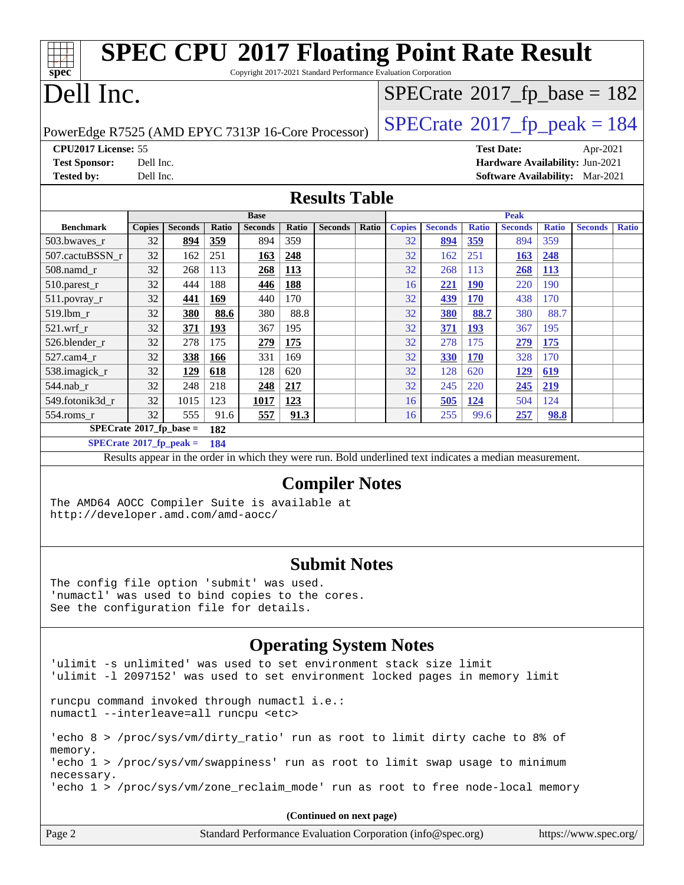# SPEC CPU 2017 Floating Point Rate Result

Copyright 2017-2021 Standard Performance Evaluation Corporation

# Dell Inc.

PowerEdge R7525 (AMD EPYC 7313P 16-Core Processor)

SPECrate 2017_fp_base = 182

SPECrate 2017_fp_peak = 184

**CPU2017 License:** 55
**Test Sponsor:** Dell Inc.
**Tested by:** Dell Inc.

**Test Date:** Apr-2021
**Hardware Availability:** Jun-2021
**Software Availability:** Mar-2021

## Results Table

| Benchmark | Base | | | | | | | Peak | | | | | | |
|---|---|---|---|---|---|---|---|---|---|---|---|---|---|---|
| | Copies | Seconds | Ratio | Seconds | Ratio | Seconds | Ratio | Copies | Seconds | Ratio | Seconds | Ratio | Seconds | Ratio |
| 503.bwaves_r | 32 | **894** | **359** | 894 | 359 | | | 32 | **894** | **359** | 894 | 359 | | |
| 507.cactuBSSN_r | 32 | 162 | 251 | **163** | **248** | | | 32 | 162 | 251 | **163** | **248** | | |
| 508.namd_r | 32 | 268 | 113 | **268** | **113** | | | 32 | 268 | 113 | **268** | **113** | | |
| 510.parest_r | 32 | 444 | 188 | **446** | **188** | | | 16 | **221** | **190** | 220 | 190 | | |
| 511.povray_r | 32 | **441** | **169** | 440 | 170 | | | 32 | **439** | **170** | 438 | 170 | | |
| 519.lbm_r | 32 | **380** | **88.6** | 380 | 88.8 | | | 32 | **380** | **88.7** | 380 | 88.7 | | |
| 521.wrf_r | 32 | **371** | **193** | 367 | 195 | | | 32 | **371** | **193** | 367 | 195 | | |
| 526.blender_r | 32 | 278 | 175 | **279** | **175** | | | 32 | 278 | 175 | **279** | **175** | | |
| 527.cam4_r | 32 | **338** | **166** | 331 | 169 | | | 32 | **330** | **170** | 328 | 170 | | |
| 538.imagick_r | 32 | **129** | **618** | 128 | 620 | | | 32 | 128 | 620 | **129** | **619** | | |
| 544.nab_r | 32 | 248 | 218 | **248** | **217** | | | 32 | 245 | 220 | **245** | **219** | | |
| 549.fotonik3d_r | 32 | 1015 | 123 | **1017** | **123** | | | 16 | **505** | **124** | 504 | 124 | | |
| 554.roms_r | 32 | 555 | 91.6 | **557** | **91.3** | | | 16 | 255 | 99.6 | **257** | **98.8** | | |

**SPECrate 2017_fp_base = 182**

**SPECrate 2017_fp_peak = 184**

Results appear in the order in which they were run. Bold underlined text indicates a median measurement.

## Compiler Notes

```
The AMD64 AOCC Compiler Suite is available at
http://developer.amd.com/amd-aocc/
```

## Submit Notes

```
The config file option 'submit' was used.
'numactl' was used to bind copies to the cores.
See the configuration file for details.
```

## Operating System Notes

```
'ulimit -s unlimited' was used to set environment stack size limit
'ulimit -l 2097152' was used to set environment locked pages in memory limit

runcpu command invoked through numactl i.e.:
numactl --interleave=all runcpu <etc>

'echo 8 > /proc/sys/vm/dirty_ratio' run as root to limit dirty cache to 8% of
memory.
'echo 1 > /proc/sys/vm/swappiness' run as root to limit swap usage to minimum
necessary.
'echo 1 > /proc/sys/vm/zone_reclaim_mode' run as root to free node-local memory
```

(Continued on next page)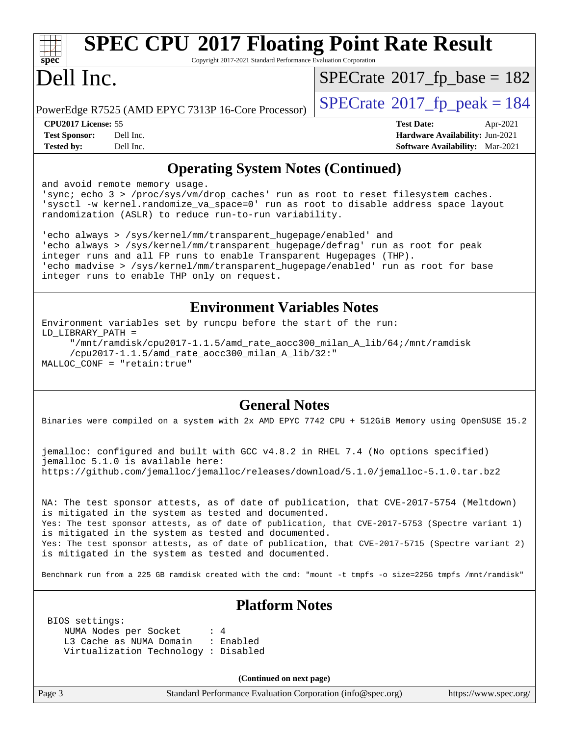# SPEC CPU 2017 Floating Point Rate Result

Copyright 2017-2021 Standard Performance Evaluation Corporation

# Dell Inc.

PowerEdge R7525 (AMD EPYC 7313P 16-Core Processor)

SPECrate 2017_fp_base = 182

SPECrate 2017_fp_peak = 184

**CPU2017 License:** 55
**Test Sponsor:** Dell Inc.
**Tested by:** Dell Inc.

**Test Date:** Apr-2021
**Hardware Availability:** Jun-2021
**Software Availability:** Mar-2021

## Operating System Notes (Continued)

```
and avoid remote memory usage.
'sync; echo 3 > /proc/sys/vm/drop_caches' run as root to reset filesystem caches.
'sysctl -w kernel.randomize_va_space=0' run as root to disable address space layout
randomization (ASLR) to reduce run-to-run variability.

'echo always > /sys/kernel/mm/transparent_hugepage/enabled' and
'echo always > /sys/kernel/mm/transparent_hugepage/defrag' run as root for peak
integer runs and all FP runs to enable Transparent Hugepages (THP).
'echo madvise > /sys/kernel/mm/transparent_hugepage/enabled' run as root for base
integer runs to enable THP only on request.
```

## Environment Variables Notes

```
Environment variables set by runcpu before the start of the run:
LD_LIBRARY_PATH =
     "/mnt/ramdisk/cpu2017-1.1.5/amd_rate_aocc300_milan_A_lib/64;/mnt/ramdisk
     /cpu2017-1.1.5/amd_rate_aocc300_milan_A_lib/32:"
MALLOC_CONF = "retain:true"
```

## General Notes

```
Binaries were compiled on a system with 2x AMD EPYC 7742 CPU + 512GiB Memory using OpenSUSE 15.2


jemalloc: configured and built with GCC v4.8.2 in RHEL 7.4 (No options specified)
jemalloc 5.1.0 is available here:
https://github.com/jemalloc/jemalloc/releases/download/5.1.0/jemalloc-5.1.0.tar.bz2


NA: The test sponsor attests, as of date of publication, that CVE-2017-5754 (Meltdown)
is mitigated in the system as tested and documented.
Yes: The test sponsor attests, as of date of publication, that CVE-2017-5753 (Spectre variant 1)
is mitigated in the system as tested and documented.
Yes: The test sponsor attests, as of date of publication, that CVE-2017-5715 (Spectre variant 2)
is mitigated in the system as tested and documented.

Benchmark run from a 225 GB ramdisk created with the cmd: "mount -t tmpfs -o size=225G tmpfs /mnt/ramdisk"
```

## Platform Notes

```
BIOS settings:
   NUMA Nodes per Socket      : 4
   L3 Cache as NUMA Domain    : Enabled
   Virtualization Technology : Disabled
```

**(Continued on next page)**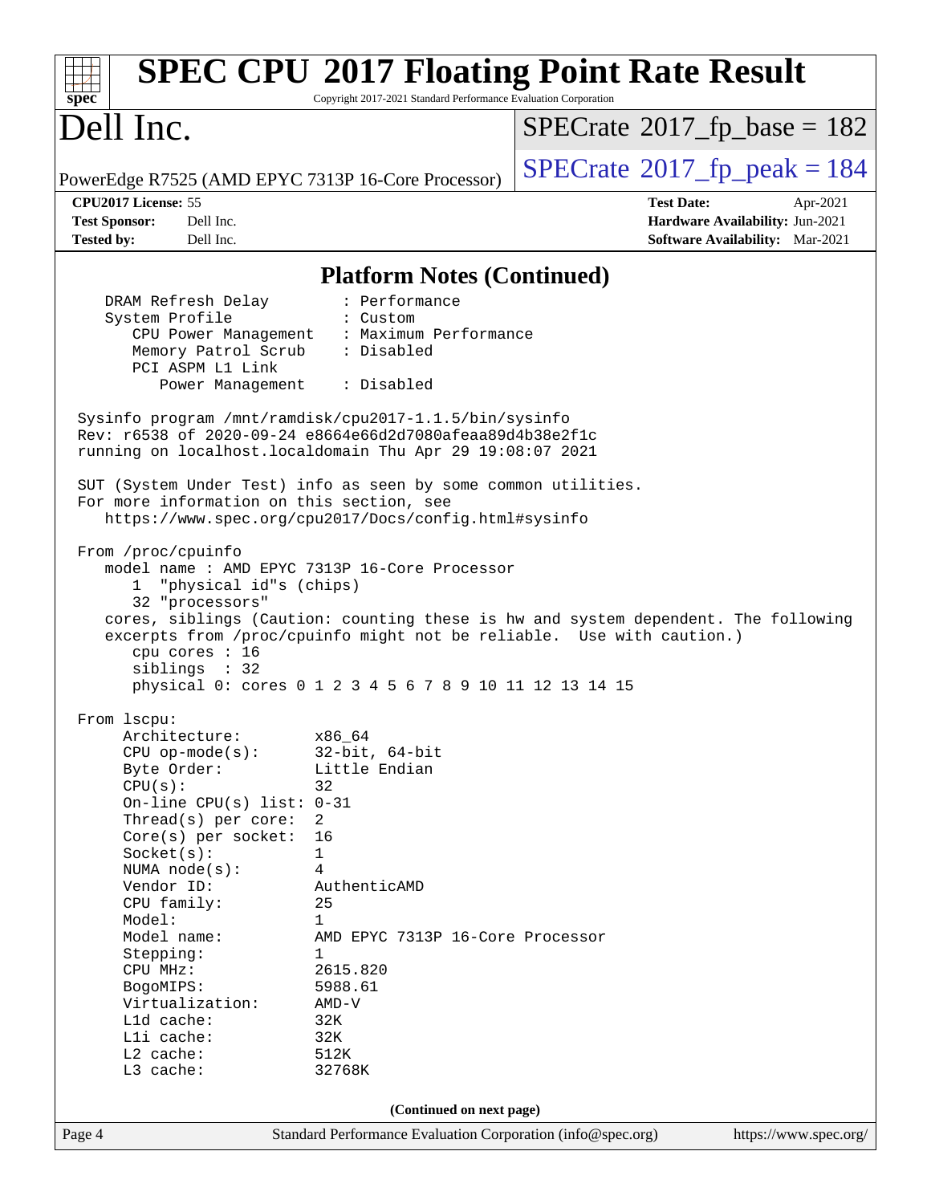## Platform Notes (Continued)

```
    DRAM Refresh Delay        : Performance
    System Profile            : Custom
       CPU Power Management   : Maximum Performance
       Memory Patrol Scrub    : Disabled
       PCI ASPM L1 Link
          Power Management    : Disabled

 Sysinfo program /mnt/ramdisk/cpu2017-1.1.5/bin/sysinfo
 Rev: r6538 of 2020-09-24 e8664e66d2d7080afeaa89d4b38e2f1c
 running on localhost.localdomain Thu Apr 29 19:08:07 2021

 SUT (System Under Test) info as seen by some common utilities.
 For more information on this section, see
    https://www.spec.org/cpu2017/Docs/config.html#sysinfo

 From /proc/cpuinfo
    model name : AMD EPYC 7313P 16-Core Processor
       1  "physical id"s (chips)
       32 "processors"
    cores, siblings (Caution: counting these is hw and system dependent. The following
    excerpts from /proc/cpuinfo might not be reliable.  Use with caution.)
       cpu cores : 16
       siblings  : 32
       physical 0: cores 0 1 2 3 4 5 6 7 8 9 10 11 12 13 14 15

 From lscpu:
      Architecture:          x86_64
      CPU op-mode(s):        32-bit, 64-bit
      Byte Order:            Little Endian
      CPU(s):                32
      On-line CPU(s) list:   0-31
      Thread(s) per core:    2
      Core(s) per socket:    16
      Socket(s):             1
      NUMA node(s):          4
      Vendor ID:             AuthenticAMD
      CPU family:            25
      Model:                 1
      Model name:            AMD EPYC 7313P 16-Core Processor
      Stepping:              1
      CPU MHz:               2615.820
      BogoMIPS:              5988.61
      Virtualization:        AMD-V
      L1d cache:             32K
      L1i cache:             32K
      L2 cache:              512K
      L3 cache:              32768K
```

(Continued on next page)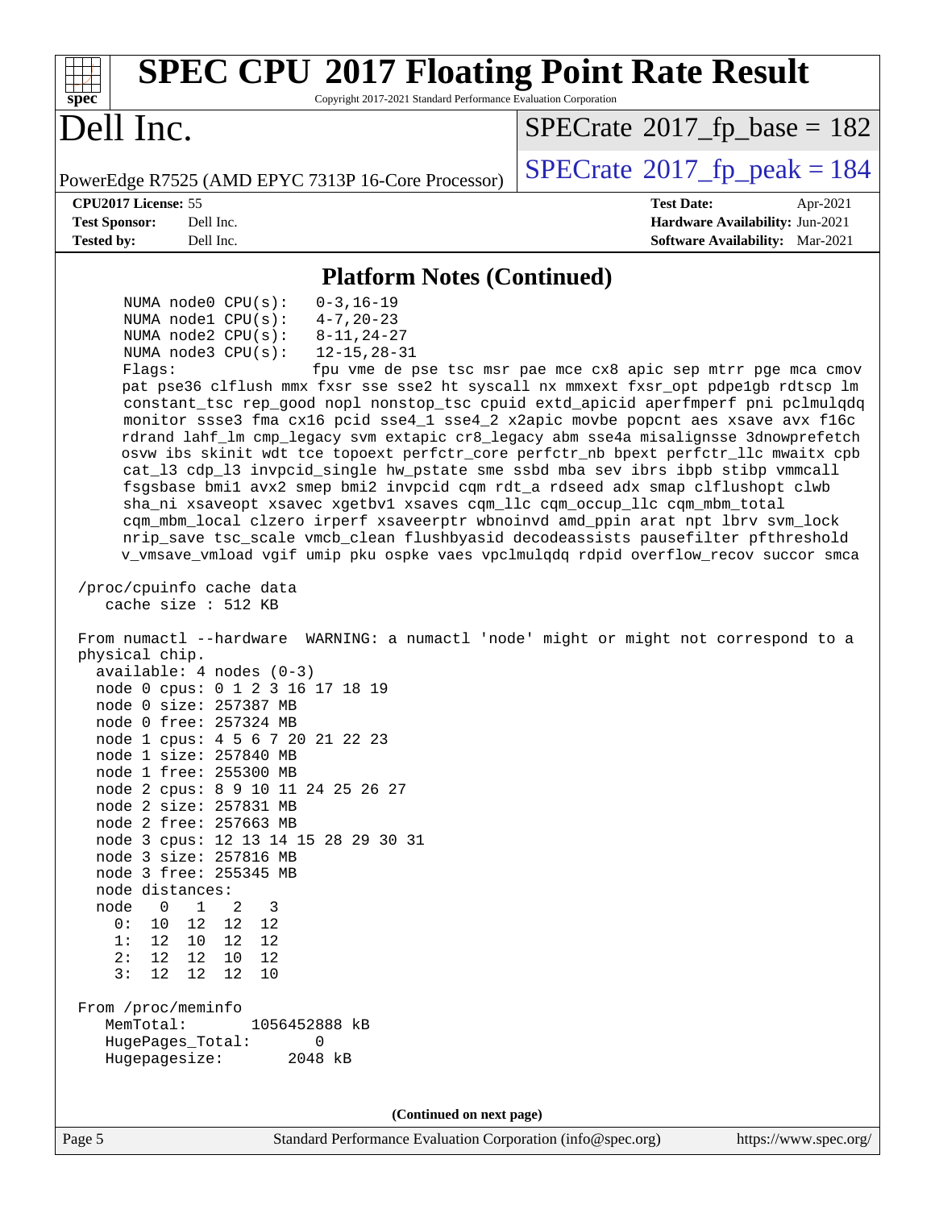# SPEC CPU 2017 Floating Point Rate Result

Copyright 2017-2021 Standard Performance Evaluation Corporation

# Dell Inc.

PowerEdge R7525 (AMD EPYC 7313P 16-Core Processor)

SPECrate 2017_fp_base = 182

SPECrate 2017_fp_peak = 184

**CPU2017 License:** 55
**Test Sponsor:** Dell Inc.
**Tested by:** Dell Inc.

**Test Date:** Apr-2021
**Hardware Availability:** Jun-2021
**Software Availability:** Mar-2021

## Platform Notes (Continued)

```
     NUMA node0 CPU(s):   0-3,16-19
     NUMA node1 CPU(s):   4-7,20-23
     NUMA node2 CPU(s):   8-11,24-27
     NUMA node3 CPU(s):   12-15,28-31
     Flags:               fpu vme de pse tsc msr pae mce cx8 apic sep mtrr pge mca cmov
     pat pse36 clflush mmx fxsr sse sse2 ht syscall nx mmxext fxsr_opt pdpe1gb rdtscp lm
     constant_tsc rep_good nopl nonstop_tsc cpuid extd_apicid aperfmperf pni pclmulqdq
     monitor ssse3 fma cx16 pcid sse4_1 sse4_2 x2apic movbe popcnt aes xsave avx f16c
     rdrand lahf_lm cmp_legacy svm extapic cr8_legacy abm sse4a misalignsse 3dnowprefetch
     osvw ibs skinit wdt tce topoext perfctr_core perfctr_nb bpext perfctr_llc mwaitx cpb
     cat_l3 cdp_l3 invpcid_single hw_pstate sme ssbd mba sev ibrs ibpb stibp vmmcall
     fsgsbase bmi1 avx2 smep bmi2 invpcid cqm rdt_a rdseed adx smap clflushopt clwb
     sha_ni xsaveopt xsavec xgetbv1 xsaves cqm_llc cqm_occup_llc cqm_mbm_total
     cqm_mbm_local clzero irperf xsaveerptr wbnoinvd amd_ppin arat npt lbrv svm_lock
     nrip_save tsc_scale vmcb_clean flushbyasid decodeassists pausefilter pfthreshold
     v_vmsave_vmload vgif umip pku ospke vaes vpclmulqdq rdpid overflow_recov succor smca

 /proc/cpuinfo cache data
    cache size : 512 KB

 From numactl --hardware  WARNING: a numactl 'node' might or might not correspond to a
 physical chip.
   available: 4 nodes (0-3)
   node 0 cpus: 0 1 2 3 16 17 18 19
   node 0 size: 257387 MB
   node 0 free: 257324 MB
   node 1 cpus: 4 5 6 7 20 21 22 23
   node 1 size: 257840 MB
   node 1 free: 255300 MB
   node 2 cpus: 8 9 10 11 24 25 26 27
   node 2 size: 257831 MB
   node 2 free: 257663 MB
   node 3 cpus: 12 13 14 15 28 29 30 31
   node 3 size: 257816 MB
   node 3 free: 255345 MB
   node distances:
   node   0   1   2   3
     0:  10  12  12  12
     1:  12  10  12  12
     2:  12  12  10  12
     3:  12  12  12  10

 From /proc/meminfo
    MemTotal:       1056452888 kB
    HugePages_Total:       0
    Hugepagesize:       2048 kB
```

(Continued on next page)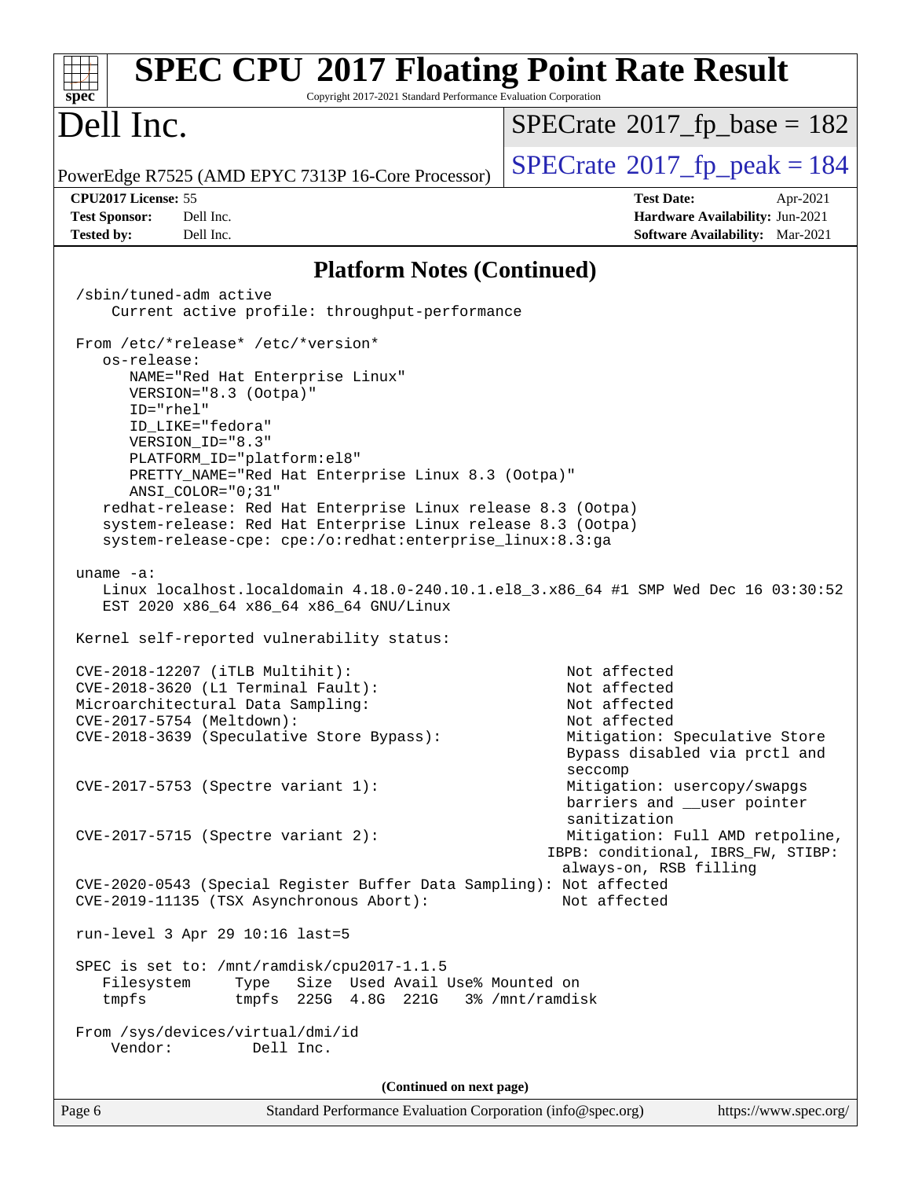## Platform Notes (Continued)

```
/sbin/tuned-adm active
    Current active profile: throughput-performance

From /etc/*release* /etc/*version*
   os-release:
      NAME="Red Hat Enterprise Linux"
      VERSION="8.3 (Ootpa)"
      ID="rhel"
      ID_LIKE="fedora"
      VERSION_ID="8.3"
      PLATFORM_ID="platform:el8"
      PRETTY_NAME="Red Hat Enterprise Linux 8.3 (Ootpa)"
      ANSI_COLOR="0;31"
   redhat-release: Red Hat Enterprise Linux release 8.3 (Ootpa)
   system-release: Red Hat Enterprise Linux release 8.3 (Ootpa)
   system-release-cpe: cpe:/o:redhat:enterprise_linux:8.3:ga

uname -a:
   Linux localhost.localdomain 4.18.0-240.10.1.el8_3.x86_64 #1 SMP Wed Dec 16 03:30:52
   EST 2020 x86_64 x86_64 x86_64 GNU/Linux

Kernel self-reported vulnerability status:

CVE-2018-12207 (iTLB Multihit):                              Not affected
CVE-2018-3620 (L1 Terminal Fault):                           Not affected
Microarchitectural Data Sampling:                            Not affected
CVE-2017-5754 (Meltdown):                                    Not affected
CVE-2018-3639 (Speculative Store Bypass):                    Mitigation: Speculative Store
                                                             Bypass disabled via prctl and
                                                             seccomp
CVE-2017-5753 (Spectre variant 1):                           Mitigation: usercopy/swapgs
                                                             barriers and __user pointer
                                                             sanitization
CVE-2017-5715 (Spectre variant 2):                           Mitigation: Full AMD retpoline,
                                                           IBPB: conditional, IBRS_FW, STIBP:
                                                             always-on, RSB filling
CVE-2020-0543 (Special Register Buffer Data Sampling): Not affected
CVE-2019-11135 (TSX Asynchronous Abort):                    Not affected

run-level 3 Apr 29 10:16 last=5

SPEC is set to: /mnt/ramdisk/cpu2017-1.1.5
   Filesystem     Type   Size  Used Avail Use% Mounted on
   tmpfs          tmpfs  225G  4.8G  221G   3% /mnt/ramdisk

From /sys/devices/virtual/dmi/id
    Vendor:         Dell Inc.
```

(Continued on next page)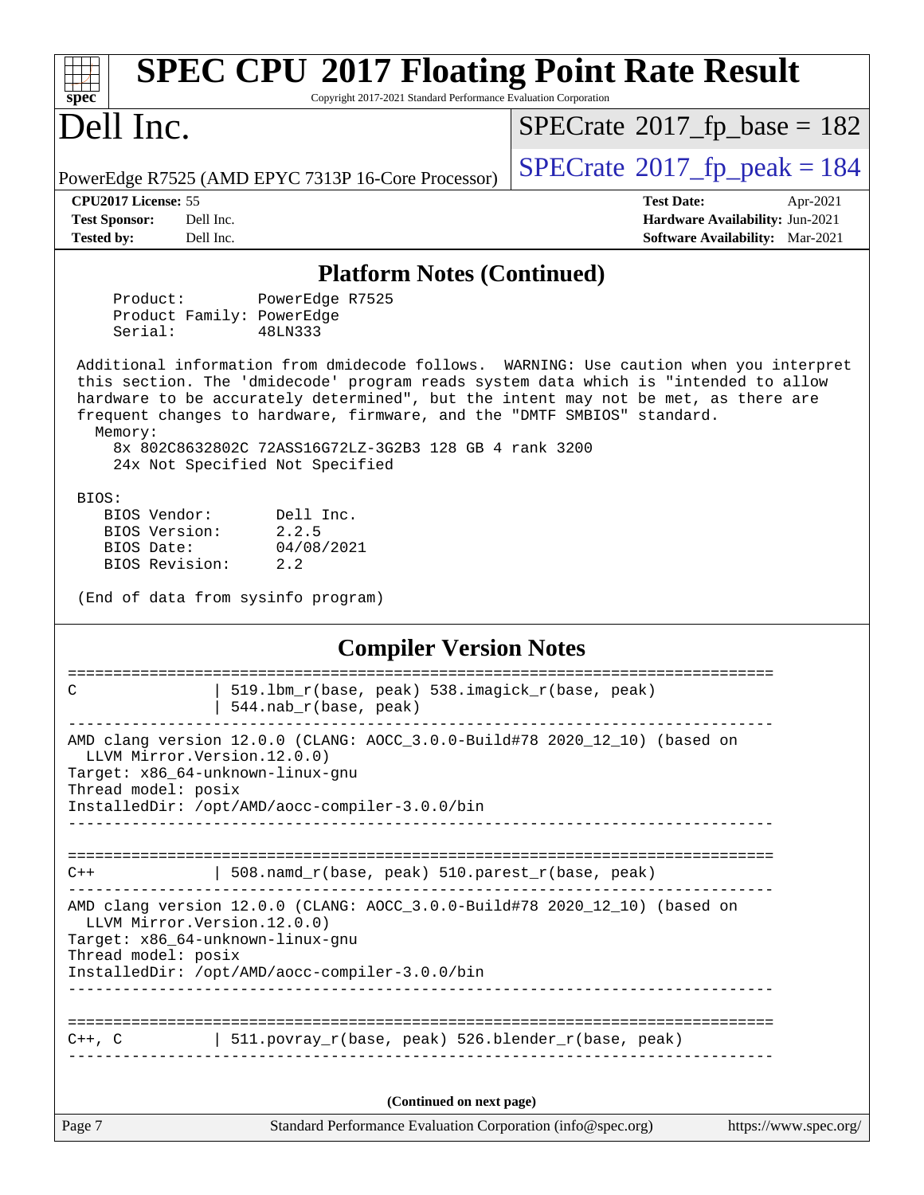# SPEC CPU 2017 Floating Point Rate Result

Copyright 2017-2021 Standard Performance Evaluation Corporation

# Dell Inc.

PowerEdge R7525 (AMD EPYC 7313P 16-Core Processor)

SPECrate 2017_fp_base = 182

SPECrate 2017_fp_peak = 184

**CPU2017 License:** 55
**Test Sponsor:** Dell Inc.
**Tested by:** Dell Inc.

**Test Date:** Apr-2021
**Hardware Availability:** Jun-2021
**Software Availability:** Mar-2021

## Platform Notes (Continued)

```
   Product:        PowerEdge R7525
   Product Family: PowerEdge
   Serial:         48LN333

 Additional information from dmidecode follows.  WARNING: Use caution when you interpret
 this section. The 'dmidecode' program reads system data which is "intended to allow
 hardware to be accurately determined", but the intent may not be met, as there are
 frequent changes to hardware, firmware, and the "DMTF SMBIOS" standard.
   Memory:
     8x 802C8632802C 72ASS16G72LZ-3G2B3 128 GB 4 rank 3200
     24x Not Specified Not Specified

 BIOS:
    BIOS Vendor:       Dell Inc.
    BIOS Version:      2.2.5
    BIOS Date:         04/08/2021
    BIOS Revision:     2.2

 (End of data from sysinfo program)
```

## Compiler Version Notes

```
==============================================================================
C               | 519.lbm_r(base, peak) 538.imagick_r(base, peak)
                | 544.nab_r(base, peak)
------------------------------------------------------------------------------
AMD clang version 12.0.0 (CLANG: AOCC_3.0.0-Build#78 2020_12_10) (based on
  LLVM Mirror.Version.12.0.0)
Target: x86_64-unknown-linux-gnu
Thread model: posix
InstalledDir: /opt/AMD/aocc-compiler-3.0.0/bin
------------------------------------------------------------------------------

==============================================================================
C++             | 508.namd_r(base, peak) 510.parest_r(base, peak)
------------------------------------------------------------------------------
AMD clang version 12.0.0 (CLANG: AOCC_3.0.0-Build#78 2020_12_10) (based on
  LLVM Mirror.Version.12.0.0)
Target: x86_64-unknown-linux-gnu
Thread model: posix
InstalledDir: /opt/AMD/aocc-compiler-3.0.0/bin
------------------------------------------------------------------------------

==============================================================================
C++, C          | 511.povray_r(base, peak) 526.blender_r(base, peak)
------------------------------------------------------------------------------
```

(Continued on next page)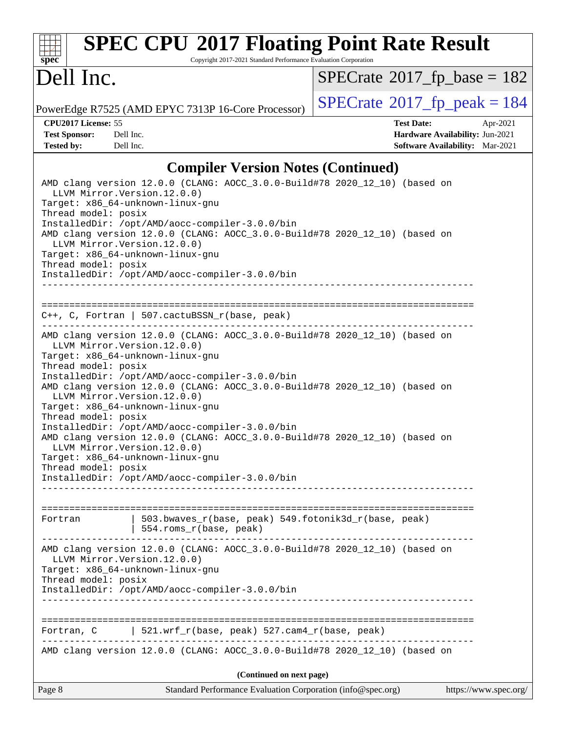## Compiler Version Notes (Continued)

```
AMD clang version 12.0.0 (CLANG: AOCC_3.0.0-Build#78 2020_12_10) (based on
  LLVM Mirror.Version.12.0.0)
Target: x86_64-unknown-linux-gnu
Thread model: posix
InstalledDir: /opt/AMD/aocc-compiler-3.0.0/bin
AMD clang version 12.0.0 (CLANG: AOCC_3.0.0-Build#78 2020_12_10) (based on
  LLVM Mirror.Version.12.0.0)
Target: x86_64-unknown-linux-gnu
Thread model: posix
InstalledDir: /opt/AMD/aocc-compiler-3.0.0/bin
------------------------------------------------------------------------------

==============================================================================
C++, C, Fortran | 507.cactuBSSN_r(base, peak)
------------------------------------------------------------------------------
AMD clang version 12.0.0 (CLANG: AOCC_3.0.0-Build#78 2020_12_10) (based on
  LLVM Mirror.Version.12.0.0)
Target: x86_64-unknown-linux-gnu
Thread model: posix
InstalledDir: /opt/AMD/aocc-compiler-3.0.0/bin
AMD clang version 12.0.0 (CLANG: AOCC_3.0.0-Build#78 2020_12_10) (based on
  LLVM Mirror.Version.12.0.0)
Target: x86_64-unknown-linux-gnu
Thread model: posix
InstalledDir: /opt/AMD/aocc-compiler-3.0.0/bin
AMD clang version 12.0.0 (CLANG: AOCC_3.0.0-Build#78 2020_12_10) (based on
  LLVM Mirror.Version.12.0.0)
Target: x86_64-unknown-linux-gnu
Thread model: posix
InstalledDir: /opt/AMD/aocc-compiler-3.0.0/bin
------------------------------------------------------------------------------

==============================================================================
Fortran         | 503.bwaves_r(base, peak) 549.fotonik3d_r(base, peak)
                | 554.roms_r(base, peak)
------------------------------------------------------------------------------
AMD clang version 12.0.0 (CLANG: AOCC_3.0.0-Build#78 2020_12_10) (based on
  LLVM Mirror.Version.12.0.0)
Target: x86_64-unknown-linux-gnu
Thread model: posix
InstalledDir: /opt/AMD/aocc-compiler-3.0.0/bin
------------------------------------------------------------------------------

==============================================================================
Fortran, C      | 521.wrf_r(base, peak) 527.cam4_r(base, peak)
------------------------------------------------------------------------------
AMD clang version 12.0.0 (CLANG: AOCC_3.0.0-Build#78 2020_12_10) (based on
```

**(Continued on next page)**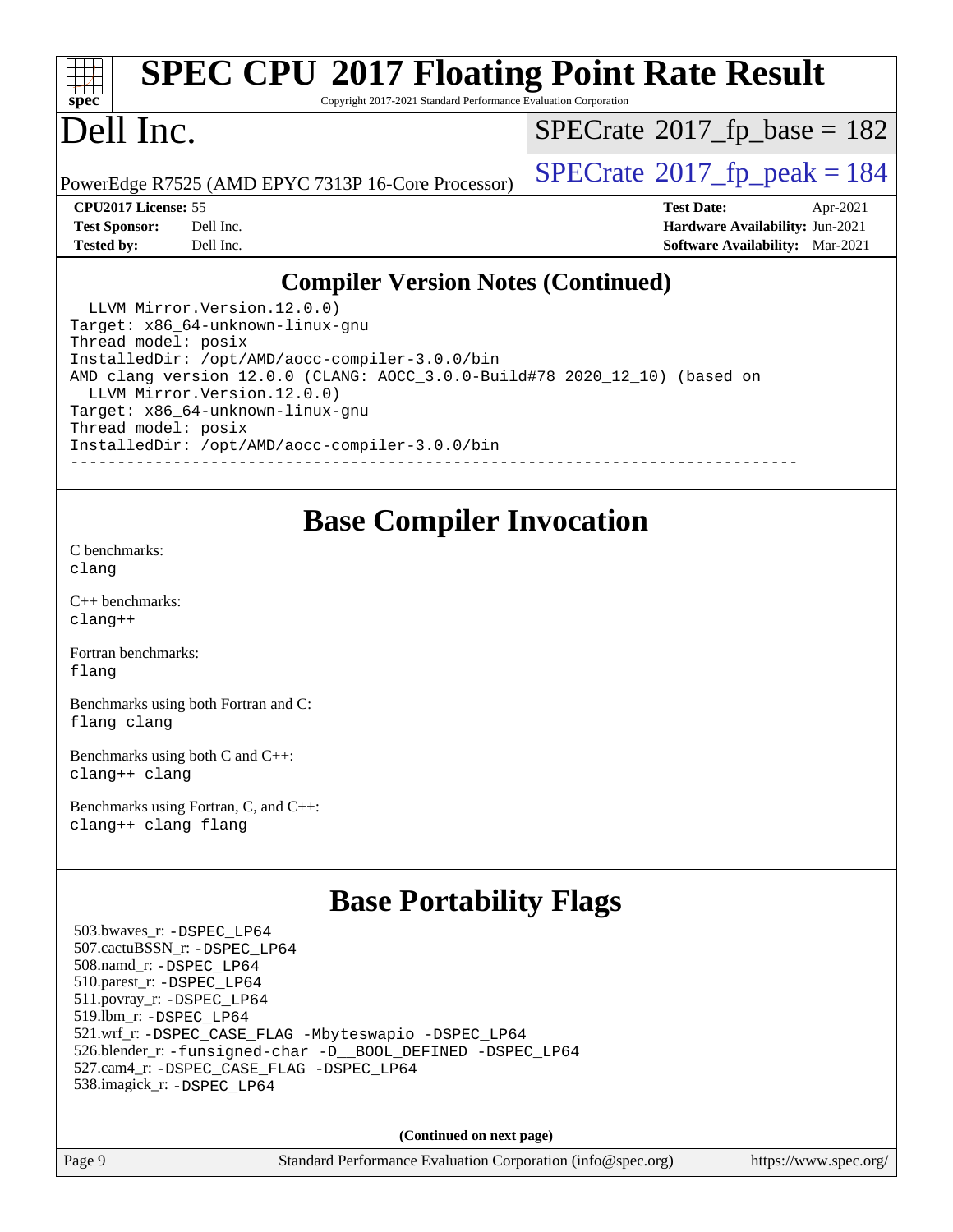## Compiler Version Notes (Continued)

```
  LLVM Mirror.Version.12.0.0)
Target: x86_64-unknown-linux-gnu
Thread model: posix
InstalledDir: /opt/AMD/aocc-compiler-3.0.0/bin
AMD clang version 12.0.0 (CLANG: AOCC_3.0.0-Build#78 2020_12_10) (based on
  LLVM Mirror.Version.12.0.0)
Target: x86_64-unknown-linux-gnu
Thread model: posix
InstalledDir: /opt/AMD/aocc-compiler-3.0.0/bin
------------------------------------------------------------------------------
```

## Base Compiler Invocation

C benchmarks:
clang

C++ benchmarks:
clang++

Fortran benchmarks:
flang

Benchmarks using both Fortran and C:
flang clang

Benchmarks using both C and C++:
clang++ clang

Benchmarks using Fortran, C, and C++:
clang++ clang flang

## Base Portability Flags

503.bwaves_r: -DSPEC_LP64
507.cactuBSSN_r: -DSPEC_LP64
508.namd_r: -DSPEC_LP64
510.parest_r: -DSPEC_LP64
511.povray_r: -DSPEC_LP64
519.lbm_r: -DSPEC_LP64
521.wrf_r: -DSPEC_CASE_FLAG -Mbyteswapio -DSPEC_LP64
526.blender_r: -funsigned-char -D__BOOL_DEFINED -DSPEC_LP64
527.cam4_r: -DSPEC_CASE_FLAG -DSPEC_LP64
538.imagick_r: -DSPEC_LP64

**(Continued on next page)**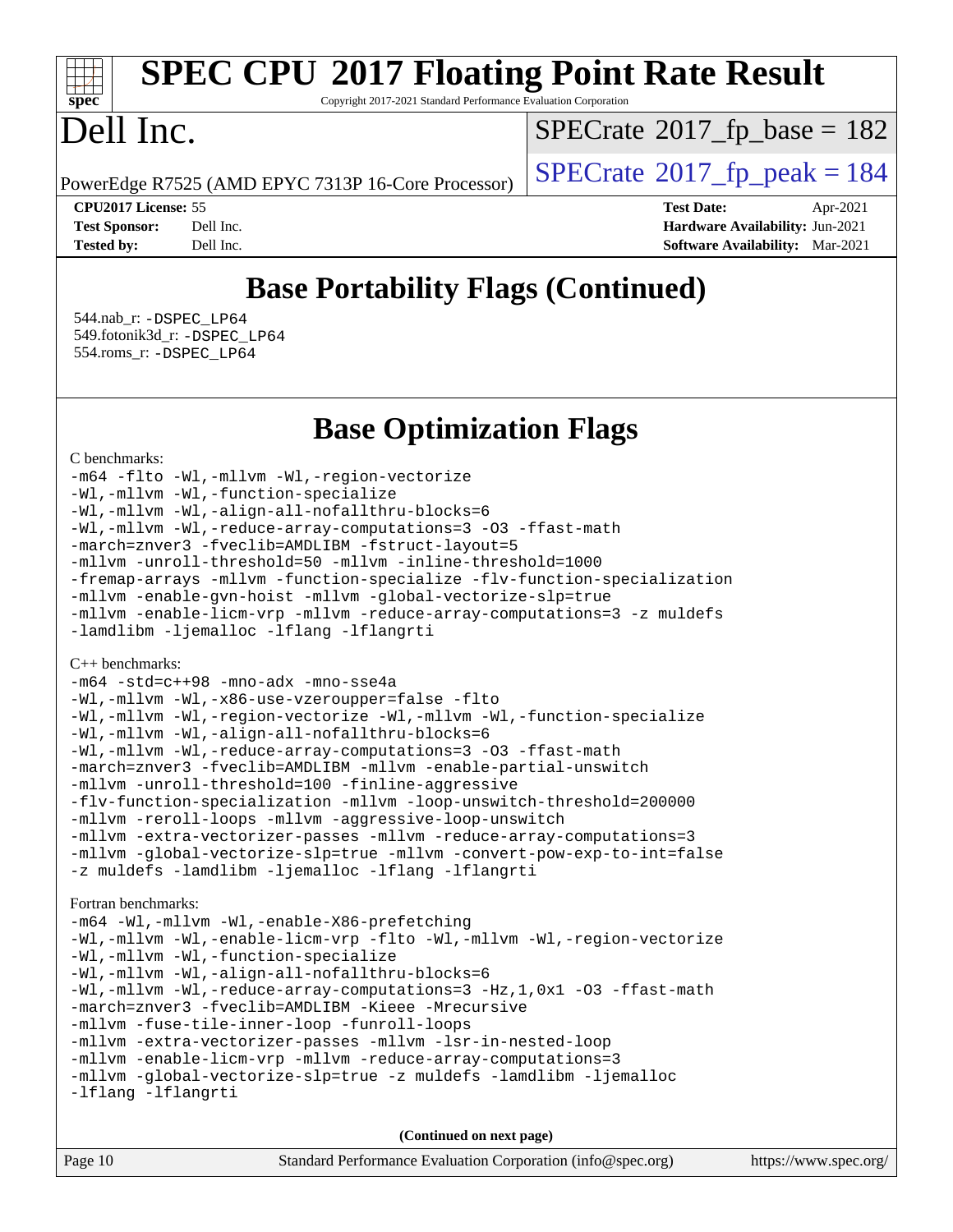# SPEC CPU 2017 Floating Point Rate Result

Copyright 2017-2021 Standard Performance Evaluation Corporation

# Dell Inc.

PowerEdge R7525 (AMD EPYC 7313P 16-Core Processor)

SPECrate 2017_fp_base = 182

SPECrate 2017_fp_peak = 184

**CPU2017 License:** 55
**Test Sponsor:** Dell Inc.
**Tested by:** Dell Inc.

**Test Date:** Apr-2021
**Hardware Availability:** Jun-2021
**Software Availability:** Mar-2021

## Base Portability Flags (Continued)

544.nab_r: -DSPEC_LP64
549.fotonik3d_r: -DSPEC_LP64
554.roms_r: -DSPEC_LP64

## Base Optimization Flags

C benchmarks:

```
-m64 -flto -Wl,-mllvm -Wl,-region-vectorize
-Wl,-mllvm -Wl,-function-specialize
-Wl,-mllvm -Wl,-align-all-nofallthru-blocks=6
-Wl,-mllvm -Wl,-reduce-array-computations=3 -O3 -ffast-math
-march=znver3 -fveclib=AMDLIBM -fstruct-layout=5
-mllvm -unroll-threshold=50 -mllvm -inline-threshold=1000
-fremap-arrays -mllvm -function-specialize -flv-function-specialization
-mllvm -enable-gvn-hoist -mllvm -global-vectorize-slp=true
-mllvm -enable-licm-vrp -mllvm -reduce-array-computations=3 -z muldefs
-lamdlibm -ljemalloc -lflang -lflangrti
```

C++ benchmarks:

```
-m64 -std=c++98 -mno-adx -mno-sse4a
-Wl,-mllvm -Wl,-x86-use-vzeroupper=false -flto
-Wl,-mllvm -Wl,-region-vectorize -Wl,-mllvm -Wl,-function-specialize
-Wl,-mllvm -Wl,-align-all-nofallthru-blocks=6
-Wl,-mllvm -Wl,-reduce-array-computations=3 -O3 -ffast-math
-march=znver3 -fveclib=AMDLIBM -mllvm -enable-partial-unswitch
-mllvm -unroll-threshold=100 -finline-aggressive
-flv-function-specialization -mllvm -loop-unswitch-threshold=200000
-mllvm -reroll-loops -mllvm -aggressive-loop-unswitch
-mllvm -extra-vectorizer-passes -mllvm -reduce-array-computations=3
-mllvm -global-vectorize-slp=true -mllvm -convert-pow-exp-to-int=false
-z muldefs -lamdlibm -ljemalloc -lflang -lflangrti
```

Fortran benchmarks:

```
-m64 -Wl,-mllvm -Wl,-enable-X86-prefetching
-Wl,-mllvm -Wl,-enable-licm-vrp -flto -Wl,-mllvm -Wl,-region-vectorize
-Wl,-mllvm -Wl,-function-specialize
-Wl,-mllvm -Wl,-align-all-nofallthru-blocks=6
-Wl,-mllvm -Wl,-reduce-array-computations=3 -Hz,1,0x1 -O3 -ffast-math
-march=znver3 -fveclib=AMDLIBM -Kieee -Mrecursive
-mllvm -fuse-tile-inner-loop -funroll-loops
-mllvm -extra-vectorizer-passes -mllvm -lsr-in-nested-loop
-mllvm -enable-licm-vrp -mllvm -reduce-array-computations=3
-mllvm -global-vectorize-slp=true -z muldefs -lamdlibm -ljemalloc
-lflang -lflangrti
```

**(Continued on next page)**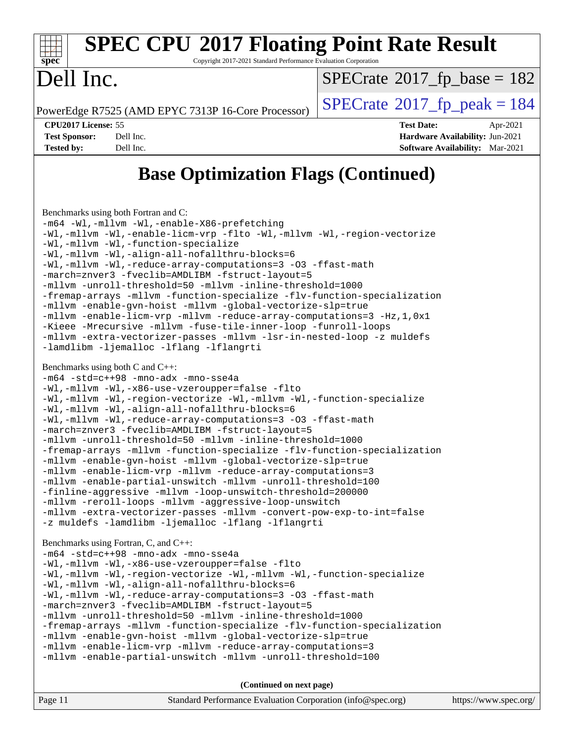# SPEC CPU 2017 Floating Point Rate Result

Copyright 2017-2021 Standard Performance Evaluation Corporation

# Dell Inc.

PowerEdge R7525 (AMD EPYC 7313P 16-Core Processor)

SPECrate 2017_fp_base = 182

SPECrate 2017_fp_peak = 184

**CPU2017 License:** 55
**Test Sponsor:** Dell Inc.
**Tested by:** Dell Inc.

**Test Date:** Apr-2021
**Hardware Availability:** Jun-2021
**Software Availability:** Mar-2021

## Base Optimization Flags (Continued)

Benchmarks using both Fortran and C:

```
-m64 -Wl,-mllvm -Wl,-enable-X86-prefetching
-Wl,-mllvm -Wl,-enable-licm-vrp -flto -Wl,-mllvm -Wl,-region-vectorize
-Wl,-mllvm -Wl,-function-specialize
-Wl,-mllvm -Wl,-align-all-nofallthru-blocks=6
-Wl,-mllvm -Wl,-reduce-array-computations=3 -O3 -ffast-math
-march=znver3 -fveclib=AMDLIBM -fstruct-layout=5
-mllvm -unroll-threshold=50 -mllvm -inline-threshold=1000
-fremap-arrays -mllvm -function-specialize -flv-function-specialization
-mllvm -enable-gvn-hoist -mllvm -global-vectorize-slp=true
-mllvm -enable-licm-vrp -mllvm -reduce-array-computations=3 -Hz,1,0x1
-Kieee -Mrecursive -mllvm -fuse-tile-inner-loop -funroll-loops
-mllvm -extra-vectorizer-passes -mllvm -lsr-in-nested-loop -z muldefs
-lamdlibm -ljemalloc -lflang -lflangrti
```

Benchmarks using both C and C++:

```
-m64 -std=c++98 -mno-adx -mno-sse4a
-Wl,-mllvm -Wl,-x86-use-vzeroupper=false -flto
-Wl,-mllvm -Wl,-region-vectorize -Wl,-mllvm -Wl,-function-specialize
-Wl,-mllvm -Wl,-align-all-nofallthru-blocks=6
-Wl,-mllvm -Wl,-reduce-array-computations=3 -O3 -ffast-math
-march=znver3 -fveclib=AMDLIBM -fstruct-layout=5
-mllvm -unroll-threshold=50 -mllvm -inline-threshold=1000
-fremap-arrays -mllvm -function-specialize -flv-function-specialization
-mllvm -enable-gvn-hoist -mllvm -global-vectorize-slp=true
-mllvm -enable-licm-vrp -mllvm -reduce-array-computations=3
-mllvm -enable-partial-unswitch -mllvm -unroll-threshold=100
-finline-aggressive -mllvm -loop-unswitch-threshold=200000
-mllvm -reroll-loops -mllvm -aggressive-loop-unswitch
-mllvm -extra-vectorizer-passes -mllvm -convert-pow-exp-to-int=false
-z muldefs -lamdlibm -ljemalloc -lflang -lflangrti
```

Benchmarks using Fortran, C, and C++:

```
-m64 -std=c++98 -mno-adx -mno-sse4a
-Wl,-mllvm -Wl,-x86-use-vzeroupper=false -flto
-Wl,-mllvm -Wl,-region-vectorize -Wl,-mllvm -Wl,-function-specialize
-Wl,-mllvm -Wl,-align-all-nofallthru-blocks=6
-Wl,-mllvm -Wl,-reduce-array-computations=3 -O3 -ffast-math
-march=znver3 -fveclib=AMDLIBM -fstruct-layout=5
-mllvm -unroll-threshold=50 -mllvm -inline-threshold=1000
-fremap-arrays -mllvm -function-specialize -flv-function-specialization
-mllvm -enable-gvn-hoist -mllvm -global-vectorize-slp=true
-mllvm -enable-licm-vrp -mllvm -reduce-array-computations=3
-mllvm -enable-partial-unswitch -mllvm -unroll-threshold=100
```

**(Continued on next page)**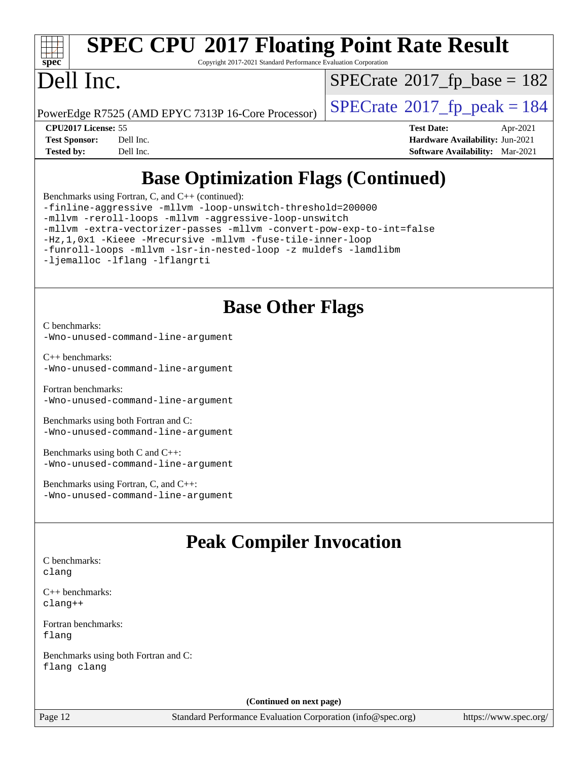# SPEC CPU 2017 Floating Point Rate Result

Copyright 2017-2021 Standard Performance Evaluation Corporation

# Dell Inc.

PowerEdge R7525 (AMD EPYC 7313P 16-Core Processor)

SPECrate 2017_fp_base = 182

SPECrate 2017_fp_peak = 184

**CPU2017 License:** 55
**Test Sponsor:** Dell Inc.
**Tested by:** Dell Inc.

**Test Date:** Apr-2021
**Hardware Availability:** Jun-2021
**Software Availability:** Mar-2021

## Base Optimization Flags (Continued)

Benchmarks using Fortran, C, and C++ (continued):

```
-finline-aggressive -mllvm -loop-unswitch-threshold=200000
-mllvm -reroll-loops -mllvm -aggressive-loop-unswitch
-mllvm -extra-vectorizer-passes -mllvm -convert-pow-exp-to-int=false
-Hz,1,0x1 -Kieee -Mrecursive -mllvm -fuse-tile-inner-loop
-funroll-loops -mllvm -lsr-in-nested-loop -z muldefs -lamdlibm
-ljemalloc -lflang -lflangrti
```

## Base Other Flags

C benchmarks:
`-Wno-unused-command-line-argument`

C++ benchmarks:
`-Wno-unused-command-line-argument`

Fortran benchmarks:
`-Wno-unused-command-line-argument`

Benchmarks using both Fortran and C:
`-Wno-unused-command-line-argument`

Benchmarks using both C and C++:
`-Wno-unused-command-line-argument`

Benchmarks using Fortran, C, and C++:
`-Wno-unused-command-line-argument`

## Peak Compiler Invocation

C benchmarks:
`clang`

C++ benchmarks:
`clang++`

Fortran benchmarks:
`flang`

Benchmarks using both Fortran and C:
`flang clang`

**(Continued on next page)**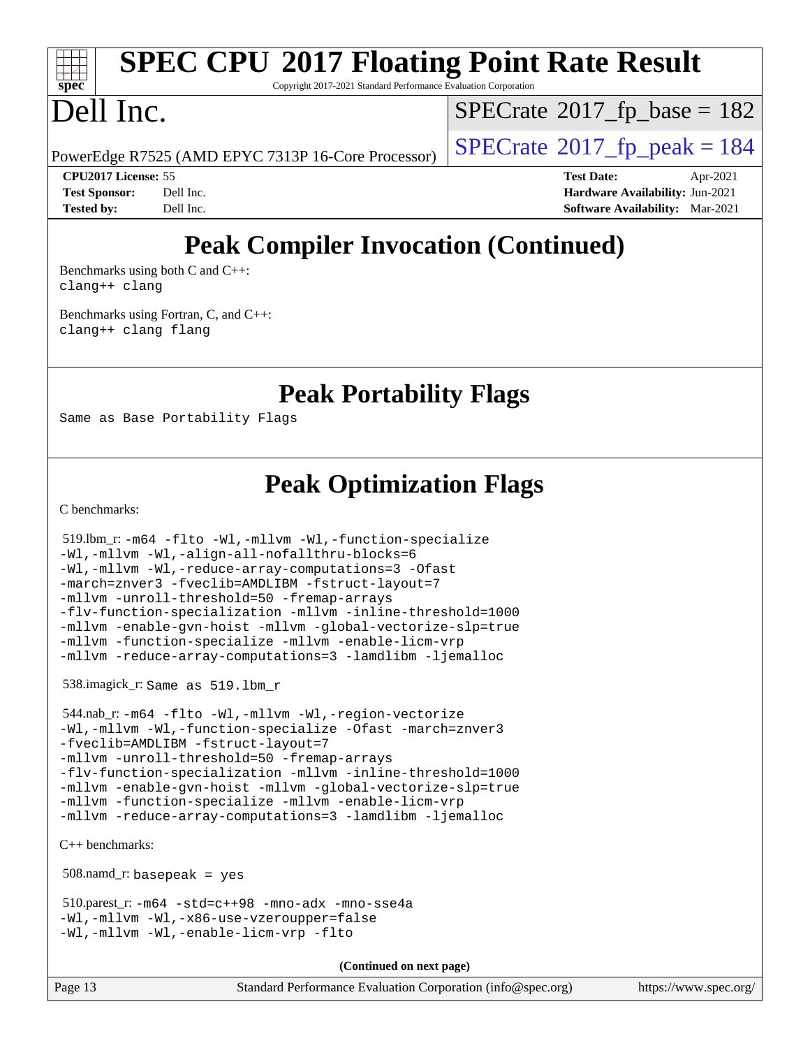# SPEC CPU 2017 Floating Point Rate Result

Copyright 2017-2021 Standard Performance Evaluation Corporation

# Dell Inc.

PowerEdge R7525 (AMD EPYC 7313P 16-Core Processor)

SPECrate 2017_fp_base = 182

SPECrate 2017_fp_peak = 184

**CPU2017 License:** 55
**Test Sponsor:** Dell Inc.
**Tested by:** Dell Inc.

**Test Date:** Apr-2021
**Hardware Availability:** Jun-2021
**Software Availability:** Mar-2021

## Peak Compiler Invocation (Continued)

Benchmarks using both C and C++:
```
clang++ clang
```

Benchmarks using Fortran, C, and C++:
```
clang++ clang flang
```

## Peak Portability Flags

Same as Base Portability Flags

## Peak Optimization Flags

C benchmarks:

519.lbm_r:
```
-m64 -flto -Wl,-mllvm -Wl,-function-specialize
-Wl,-mllvm -Wl,-align-all-nofallthru-blocks=6
-Wl,-mllvm -Wl,-reduce-array-computations=3 -Ofast
-march=znver3 -fveclib=AMDLIBM -fstruct-layout=7
-mllvm -unroll-threshold=50 -fremap-arrays
-flv-function-specialization -mllvm -inline-threshold=1000
-mllvm -enable-gvn-hoist -mllvm -global-vectorize-slp=true
-mllvm -function-specialize -mllvm -enable-licm-vrp
-mllvm -reduce-array-computations=3 -lamdlibm -ljemalloc
```

538.imagick_r: Same as 519.lbm_r

544.nab_r:
```
-m64 -flto -Wl,-mllvm -Wl,-region-vectorize
-Wl,-mllvm -Wl,-function-specialize -Ofast -march=znver3
-fveclib=AMDLIBM -fstruct-layout=7
-mllvm -unroll-threshold=50 -fremap-arrays
-flv-function-specialization -mllvm -inline-threshold=1000
-mllvm -enable-gvn-hoist -mllvm -global-vectorize-slp=true
-mllvm -function-specialize -mllvm -enable-licm-vrp
-mllvm -reduce-array-computations=3 -lamdlibm -ljemalloc
```

C++ benchmarks:

508.namd_r: basepeak = yes

510.parest_r:
```
-m64 -std=c++98 -mno-adx -mno-sse4a
-Wl,-mllvm -Wl,-x86-use-vzeroupper=false
-Wl,-mllvm -Wl,-enable-licm-vrp -flto
```

**(Continued on next page)**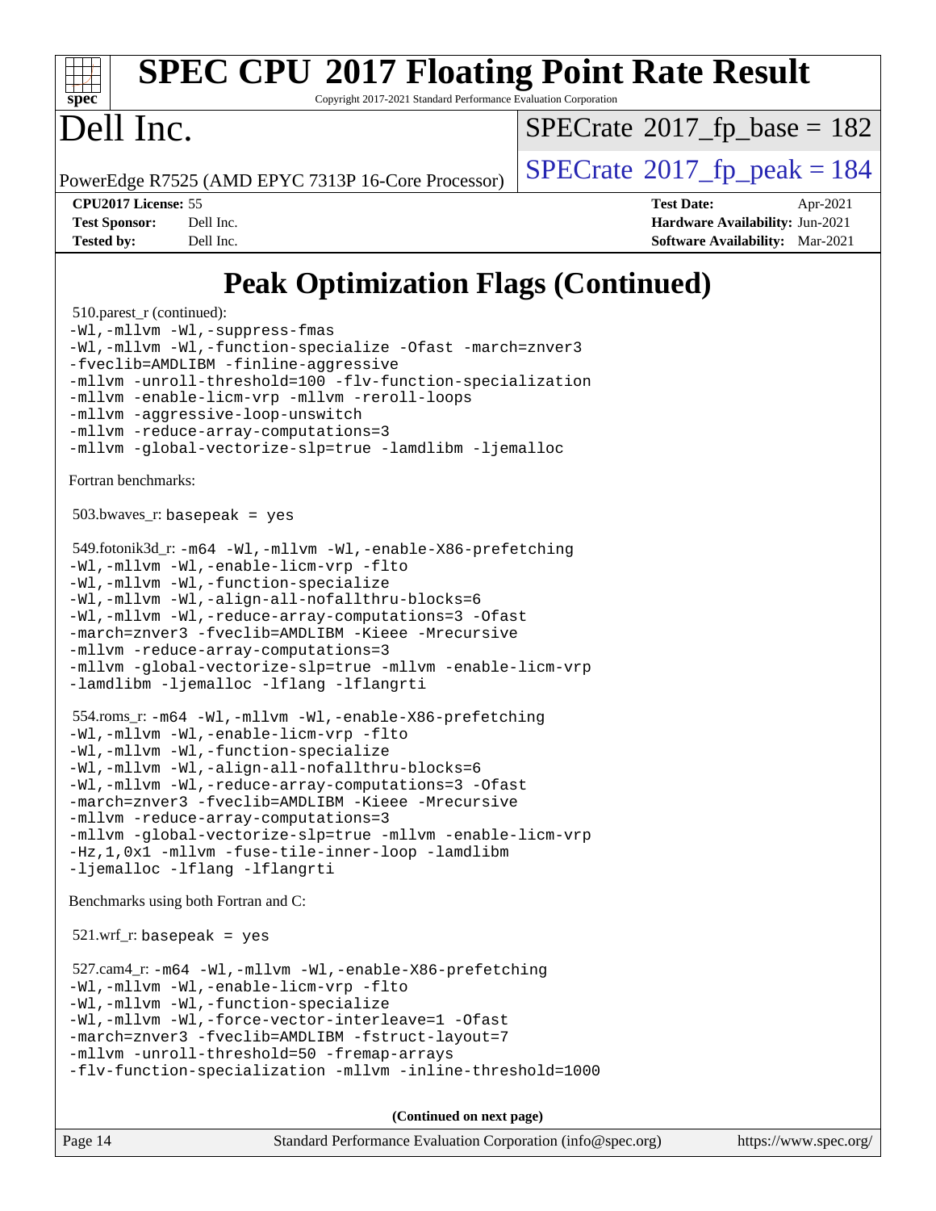# SPEC CPU 2017 Floating Point Rate Result

Copyright 2017-2021 Standard Performance Evaluation Corporation

# Dell Inc.

PowerEdge R7525 (AMD EPYC 7313P 16-Core Processor)

SPECrate 2017_fp_base = 182

SPECrate 2017_fp_peak = 184

**CPU2017 License:** 55
**Test Sponsor:** Dell Inc.
**Tested by:** Dell Inc.

**Test Date:** Apr-2021
**Hardware Availability:** Jun-2021
**Software Availability:** Mar-2021

## Peak Optimization Flags (Continued)

510.parest_r (continued):
```
-Wl,-mllvm -Wl,-suppress-fmas
-Wl,-mllvm -Wl,-function-specialize -Ofast -march=znver3
-fveclib=AMDLIBM -finline-aggressive
-mllvm -unroll-threshold=100 -flv-function-specialization
-mllvm -enable-licm-vrp -mllvm -reroll-loops
-mllvm -aggressive-loop-unswitch
-mllvm -reduce-array-computations=3
-mllvm -global-vectorize-slp=true -lamdlibm -ljemalloc
```

Fortran benchmarks:

503.bwaves_r: `basepeak = yes`

549.fotonik3d_r:
```
-m64 -Wl,-mllvm -Wl,-enable-X86-prefetching
-Wl,-mllvm -Wl,-enable-licm-vrp -flto
-Wl,-mllvm -Wl,-function-specialize
-Wl,-mllvm -Wl,-align-all-nofallthru-blocks=6
-Wl,-mllvm -Wl,-reduce-array-computations=3 -Ofast
-march=znver3 -fveclib=AMDLIBM -Kieee -Mrecursive
-mllvm -reduce-array-computations=3
-mllvm -global-vectorize-slp=true -mllvm -enable-licm-vrp
-lamdlibm -ljemalloc -lflang -lflangrti
```

554.roms_r:
```
-m64 -Wl,-mllvm -Wl,-enable-X86-prefetching
-Wl,-mllvm -Wl,-enable-licm-vrp -flto
-Wl,-mllvm -Wl,-function-specialize
-Wl,-mllvm -Wl,-align-all-nofallthru-blocks=6
-Wl,-mllvm -Wl,-reduce-array-computations=3 -Ofast
-march=znver3 -fveclib=AMDLIBM -Kieee -Mrecursive
-mllvm -reduce-array-computations=3
-mllvm -global-vectorize-slp=true -mllvm -enable-licm-vrp
-Hz,1,0x1 -mllvm -fuse-tile-inner-loop -lamdlibm
-ljemalloc -lflang -lflangrti
```

Benchmarks using both Fortran and C:

521.wrf_r: `basepeak = yes`

527.cam4_r:
```
-m64 -Wl,-mllvm -Wl,-enable-X86-prefetching
-Wl,-mllvm -Wl,-enable-licm-vrp -flto
-Wl,-mllvm -Wl,-function-specialize
-Wl,-mllvm -Wl,-force-vector-interleave=1 -Ofast
-march=znver3 -fveclib=AMDLIBM -fstruct-layout=7
-mllvm -unroll-threshold=50 -fremap-arrays
-flv-function-specialization -mllvm -inline-threshold=1000
```

**(Continued on next page)**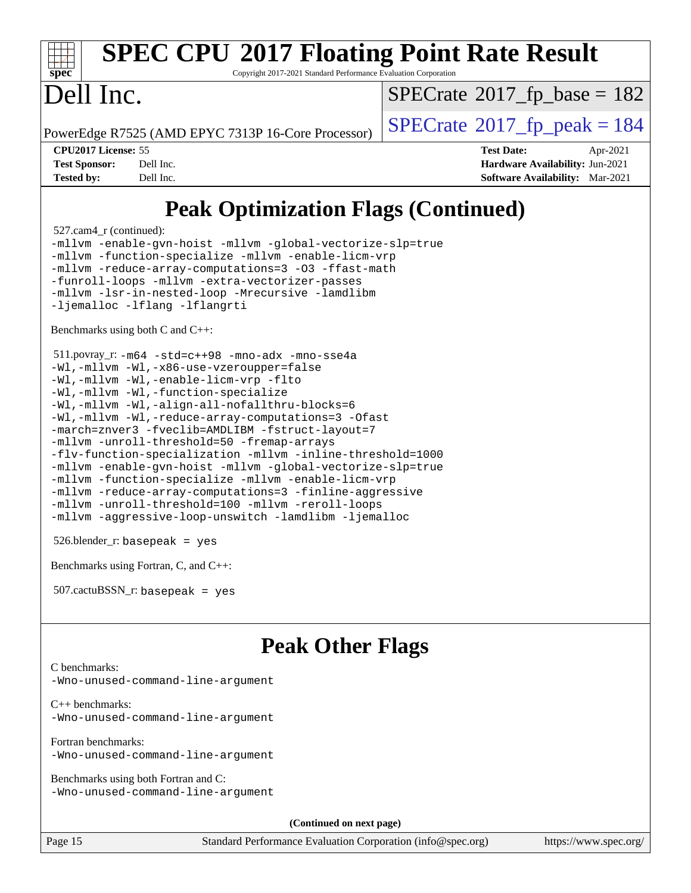# Peak Optimization Flags (Continued)

527.cam4_r (continued):

```
-mllvm -enable-gvn-hoist -mllvm -global-vectorize-slp=true
-mllvm -function-specialize -mllvm -enable-licm-vrp
-mllvm -reduce-array-computations=3 -O3 -ffast-math
-funroll-loops -mllvm -extra-vectorizer-passes
-mllvm -lsr-in-nested-loop -Mrecursive -lamdlibm
-ljemalloc -lflang -lflangrti
```

Benchmarks using both C and C++:

511.povray_r:

```
-m64 -std=c++98 -mno-adx -mno-sse4a
-Wl,-mllvm -Wl,-x86-use-vzeroupper=false
-Wl,-mllvm -Wl,-enable-licm-vrp -flto
-Wl,-mllvm -Wl,-function-specialize
-Wl,-mllvm -Wl,-align-all-nofallthru-blocks=6
-Wl,-mllvm -Wl,-reduce-array-computations=3 -Ofast
-march=znver3 -fveclib=AMDLIBM -fstruct-layout=7
-mllvm -unroll-threshold=50 -fremap-arrays
-flv-function-specialization -mllvm -inline-threshold=1000
-mllvm -enable-gvn-hoist -mllvm -global-vectorize-slp=true
-mllvm -function-specialize -mllvm -enable-licm-vrp
-mllvm -reduce-array-computations=3 -finline-aggressive
-mllvm -unroll-threshold=100 -mllvm -reroll-loops
-mllvm -aggressive-loop-unswitch -lamdlibm -ljemalloc
```

526.blender_r: `basepeak = yes`

Benchmarks using Fortran, C, and C++:

507.cactuBSSN_r: `basepeak = yes`

# Peak Other Flags

C benchmarks:
`-Wno-unused-command-line-argument`

C++ benchmarks:
`-Wno-unused-command-line-argument`

Fortran benchmarks:
`-Wno-unused-command-line-argument`

Benchmarks using both Fortran and C:
`-Wno-unused-command-line-argument`

**(Continued on next page)**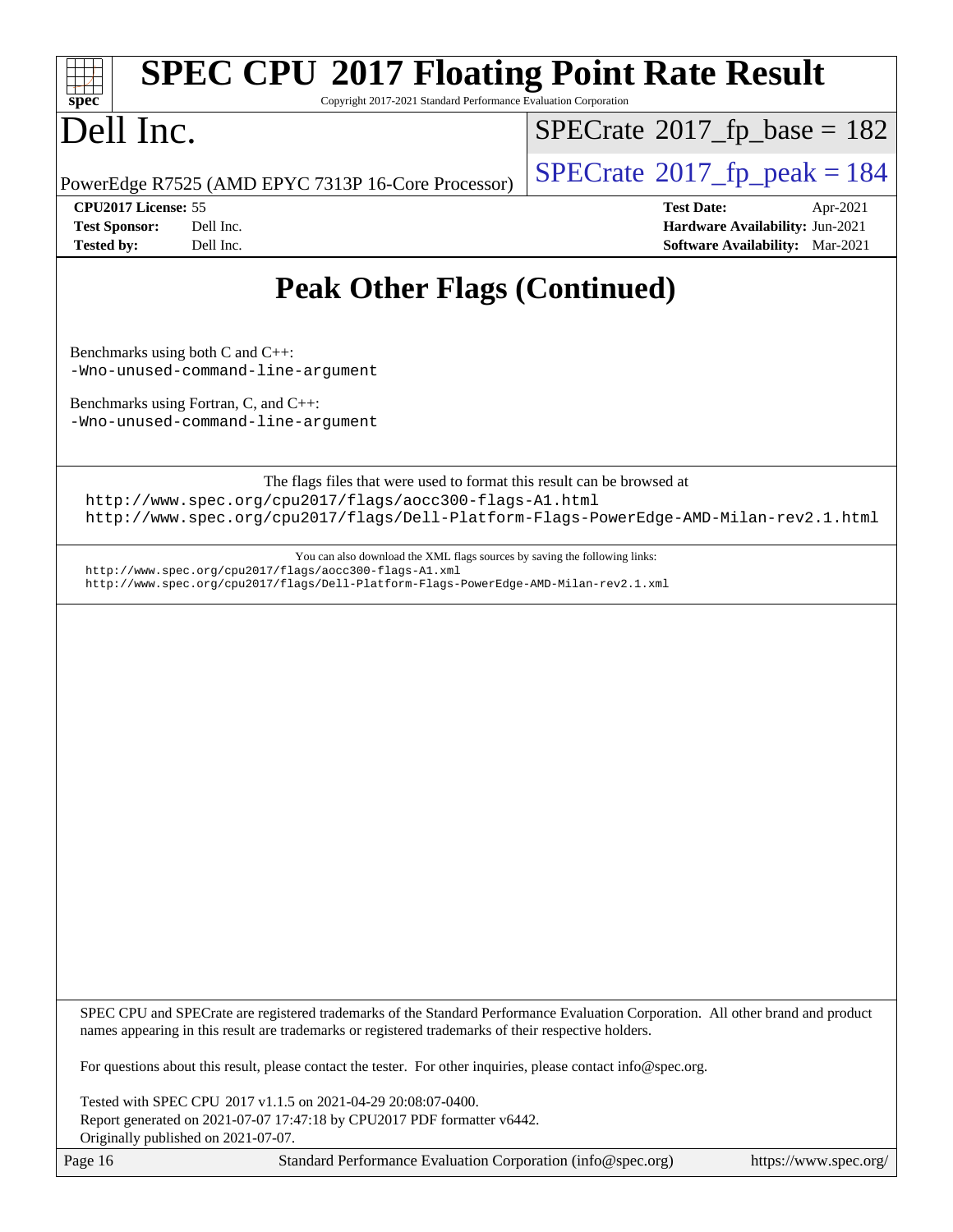# Peak Other Flags (Continued)

Benchmarks using both C and C++:
-Wno-unused-command-line-argument

Benchmarks using Fortran, C, and C++:
-Wno-unused-command-line-argument

The flags files that were used to format this result can be browsed at
http://www.spec.org/cpu2017/flags/aocc300-flags-A1.html
http://www.spec.org/cpu2017/flags/Dell-Platform-Flags-PowerEdge-AMD-Milan-rev2.1.html

You can also download the XML flags sources by saving the following links:
http://www.spec.org/cpu2017/flags/aocc300-flags-A1.xml
http://www.spec.org/cpu2017/flags/Dell-Platform-Flags-PowerEdge-AMD-Milan-rev2.1.xml

SPEC CPU and SPECrate are registered trademarks of the Standard Performance Evaluation Corporation. All other brand and product names appearing in this result are trademarks or registered trademarks of their respective holders.

For questions about this result, please contact the tester. For other inquiries, please contact info@spec.org.

Tested with SPEC CPU 2017 v1.1.5 on 2021-04-29 20:08:07-0400.
Report generated on 2021-07-07 17:47:18 by CPU2017 PDF formatter v6442.
Originally published on 2021-07-07.